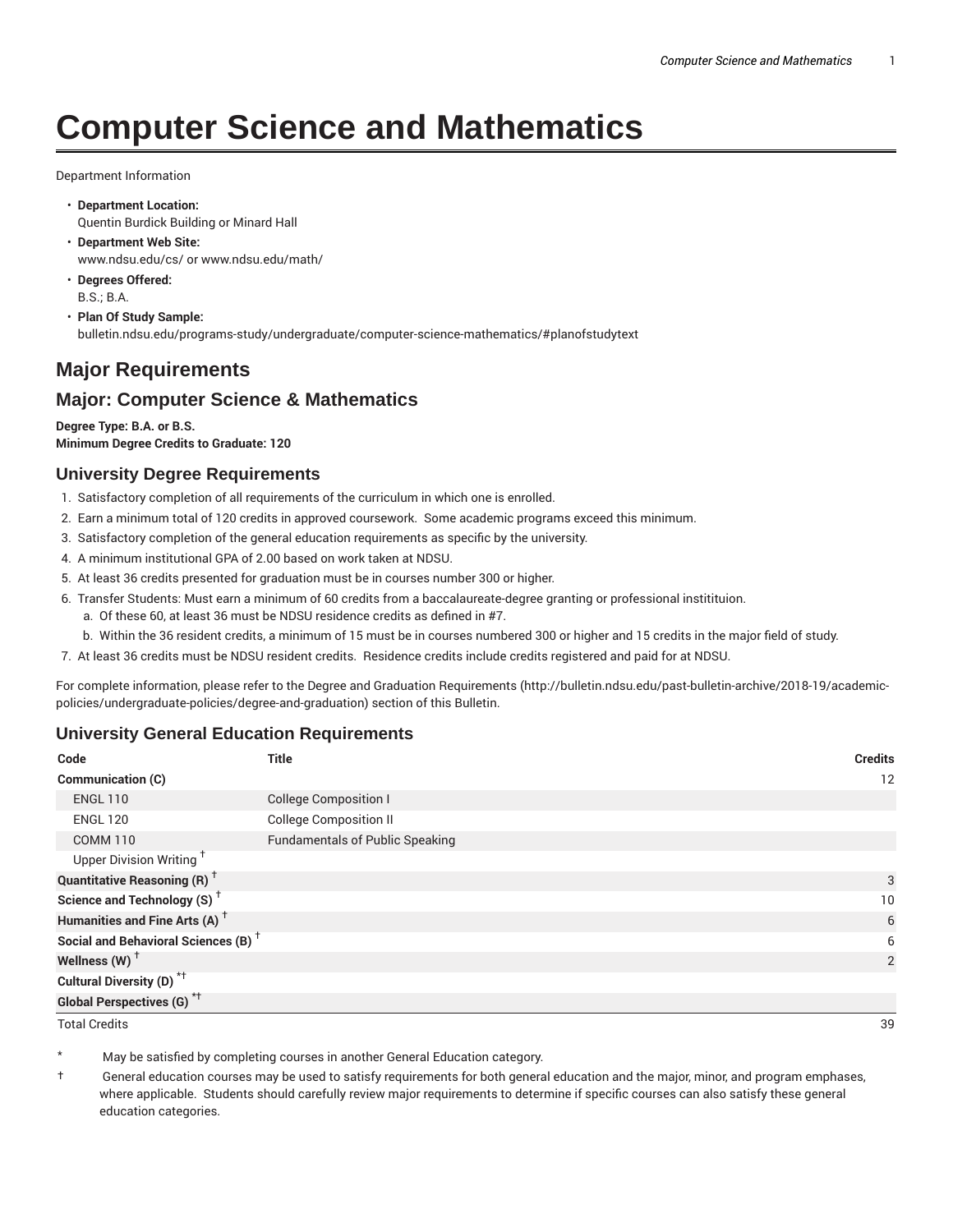# Computer Science and Mathematics

Department Information

- **Department Location:**
  Quentin Burdick Building or Minard Hall
- **Department Web Site:**
  www.ndsu.edu/cs/ or www.ndsu.edu/math/
- **Degrees Offered:**
  B.S.; B.A.
- **Plan Of Study Sample:**
  bulletin.ndsu.edu/programs-study/undergraduate/computer-science-mathematics/#planofstudytext

## Major Requirements

## Major: Computer Science & Mathematics

**Degree Type: B.A. or B.S.**
**Minimum Degree Credits to Graduate: 120**

### University Degree Requirements

1. Satisfactory completion of all requirements of the curriculum in which one is enrolled.
2. Earn a minimum total of 120 credits in approved coursework. Some academic programs exceed this minimum.
3. Satisfactory completion of the general education requirements as specific by the university.
4. A minimum institutional GPA of 2.00 based on work taken at NDSU.
5. At least 36 credits presented for graduation must be in courses number 300 or higher.
6. Transfer Students: Must earn a minimum of 60 credits from a baccalaureate-degree granting or professional instititiuon.
   a. Of these 60, at least 36 must be NDSU residence credits as defined in #7.
   b. Within the 36 resident credits, a minimum of 15 must be in courses numbered 300 or higher and 15 credits in the major field of study.
7. At least 36 credits must be NDSU resident credits. Residence credits include credits registered and paid for at NDSU.

For complete information, please refer to the Degree and Graduation Requirements (http://bulletin.ndsu.edu/past-bulletin-archive/2018-19/academic-policies/undergraduate-policies/degree-and-graduation) section of this Bulletin.

### University General Education Requirements

| Code | Title | Credits |
|---|---|---|
| **Communication (C)** | | 12 |
| ENGL 110 | College Composition I | |
| ENGL 120 | College Composition II | |
| COMM 110 | Fundamentals of Public Speaking | |
| Upper Division Writing † | | |
| **Quantitative Reasoning (R) †** | | 3 |
| **Science and Technology (S) †** | | 10 |
| **Humanities and Fine Arts (A) †** | | 6 |
| **Social and Behavioral Sciences (B) †** | | 6 |
| **Wellness (W) †** | | 2 |
| **Cultural Diversity (D) *†** | | |
| **Global Perspectives (G) *†** | | |
| Total Credits | | 39 |

\* May be satisfied by completing courses in another General Education category.

† General education courses may be used to satisfy requirements for both general education and the major, minor, and program emphases, where applicable. Students should carefully review major requirements to determine if specific courses can also satisfy these general education categories.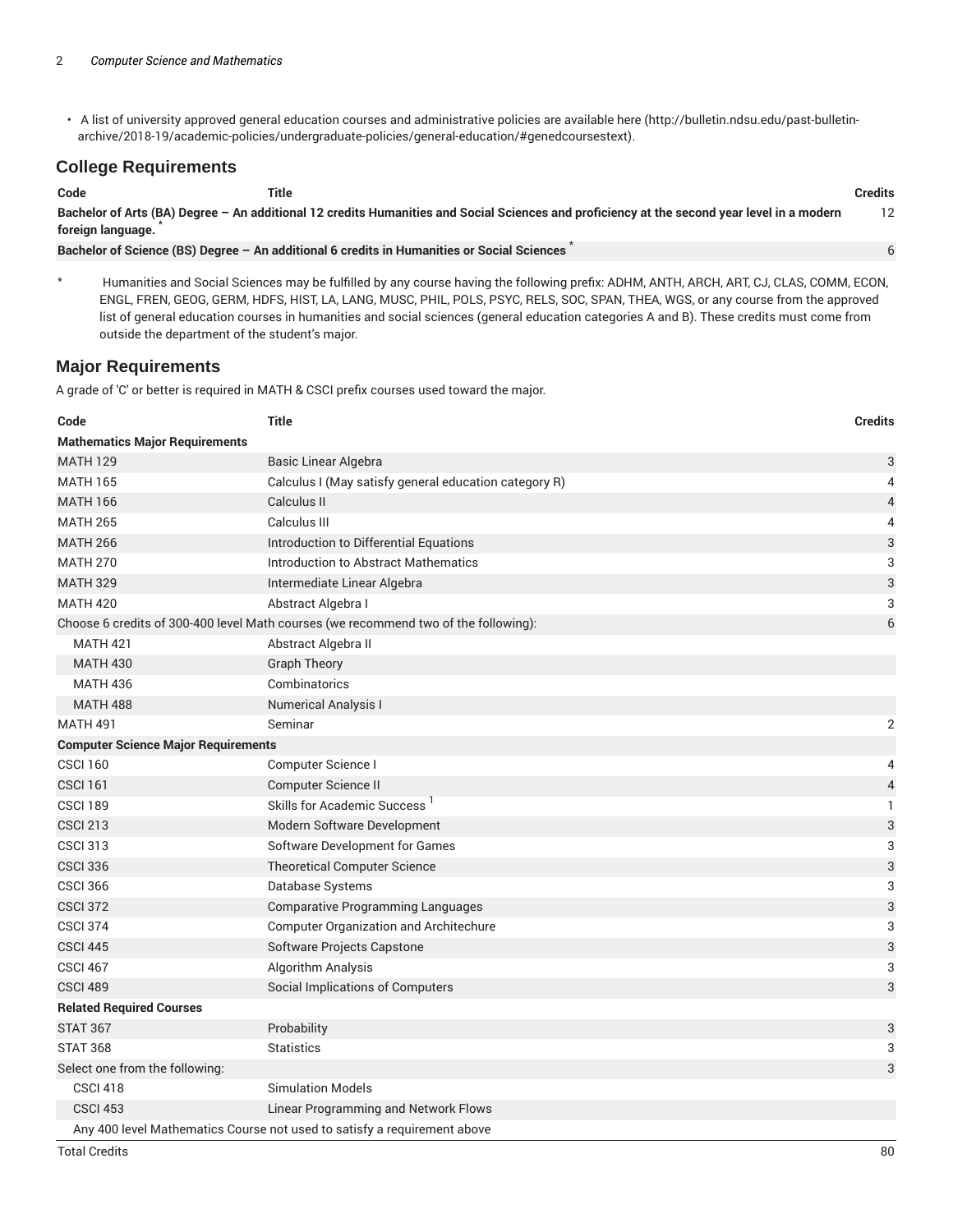- A list of university approved general education courses and administrative policies are available here (http://bulletin.ndsu.edu/past-bulletin-archive/2018-19/academic-policies/undergraduate-policies/general-education/#genedcoursestext).

## College Requirements

| Code | Title | Credits |
|---|---|---|
| **Bachelor of Arts (BA) Degree – An additional 12 credits Humanities and Social Sciences and proficiency at the second year level in a modern foreign language.** * | | 12 |
| **Bachelor of Science (BS) Degree – An additional 6 credits in Humanities or Social Sciences** * | | 6 |

\* Humanities and Social Sciences may be fulfilled by any course having the following prefix: ADHM, ANTH, ARCH, ART, CJ, CLAS, COMM, ECON, ENGL, FREN, GEOG, GERM, HDFS, HIST, LA, LANG, MUSC, PHIL, POLS, PSYC, RELS, SOC, SPAN, THEA, WGS, or any course from the approved list of general education courses in humanities and social sciences (general education categories A and B). These credits must come from outside the department of the student's major.

## Major Requirements

A grade of 'C' or better is required in MATH & CSCI prefix courses used toward the major.

| Code | Title | Credits |
|---|---|---|
| **Mathematics Major Requirements** | | |
| MATH 129 | Basic Linear Algebra | 3 |
| MATH 165 | Calculus I (May satisfy general education category R) | 4 |
| MATH 166 | Calculus II | 4 |
| MATH 265 | Calculus III | 4 |
| MATH 266 | Introduction to Differential Equations | 3 |
| MATH 270 | Introduction to Abstract Mathematics | 3 |
| MATH 329 | Intermediate Linear Algebra | 3 |
| MATH 420 | Abstract Algebra I | 3 |
| Choose 6 credits of 300-400 level Math courses (we recommend two of the following): | | 6 |
| MATH 421 | Abstract Algebra II | |
| MATH 430 | Graph Theory | |
| MATH 436 | Combinatorics | |
| MATH 488 | Numerical Analysis I | |
| MATH 491 | Seminar | 2 |
| **Computer Science Major Requirements** | | |
| CSCI 160 | Computer Science I | 4 |
| CSCI 161 | Computer Science II | 4 |
| CSCI 189 | Skills for Academic Success [1] | 1 |
| CSCI 213 | Modern Software Development | 3 |
| CSCI 313 | Software Development for Games | 3 |
| CSCI 336 | Theoretical Computer Science | 3 |
| CSCI 366 | Database Systems | 3 |
| CSCI 372 | Comparative Programming Languages | 3 |
| CSCI 374 | Computer Organization and Architechure | 3 |
| CSCI 445 | Software Projects Capstone | 3 |
| CSCI 467 | Algorithm Analysis | 3 |
| CSCI 489 | Social Implications of Computers | 3 |
| **Related Required Courses** | | |
| STAT 367 | Probability | 3 |
| STAT 368 | Statistics | 3 |
| Select one from the following: | | 3 |
| CSCI 418 | Simulation Models | |
| CSCI 453 | Linear Programming and Network Flows | |
| Any 400 level Mathematics Course not used to satisfy a requirement above | | |
| Total Credits | | 80 |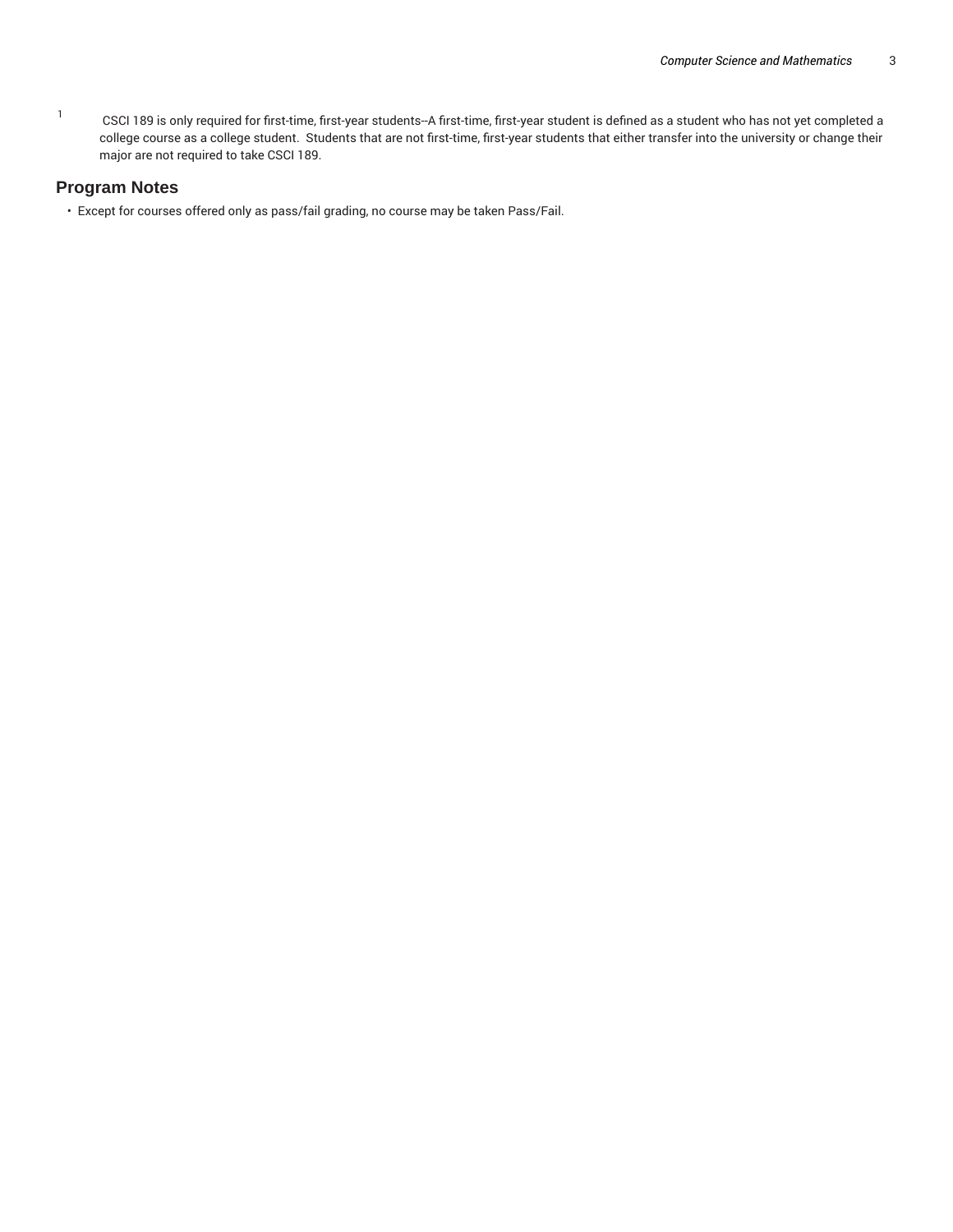[1] CSCI 189 is only required for first-time, first-year students--A first-time, first-year student is defined as a student who has not yet completed a college course as a college student. Students that are not first-time, first-year students that either transfer into the university or change their major are not required to take CSCI 189.

## Program Notes

- Except for courses offered only as pass/fail grading, no course may be taken Pass/Fail.